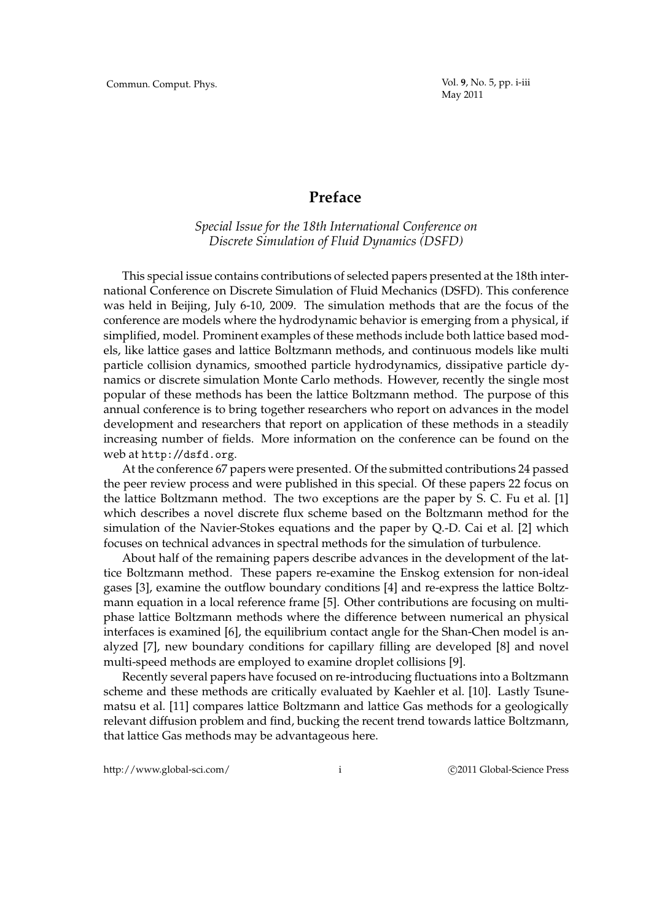# Preface

*Special Issue for the 18th International Conference on Discrete Simulation of Fluid Dynamics (DSFD)*

This special issue contains contributions of selected papers presented at the 18th international Conference on Discrete Simulation of Fluid Mechanics (DSFD). This conference was held in Beijing, July 6-10, 2009. The simulation methods that are the focus of the conference are models where the hydrodynamic behavior is emerging from a physical, if simplified, model. Prominent examples of these methods include both lattice based models, like lattice gases and lattice Boltzmann methods, and continuous models like multi particle collision dynamics, smoothed particle hydrodynamics, dissipative particle dynamics or discrete simulation Monte Carlo methods. However, recently the single most popular of these methods has been the lattice Boltzmann method. The purpose of this annual conference is to bring together researchers who report on advances in the model development and researchers that report on application of these methods in a steadily increasing number of fields. More information on the conference can be found on the web at `http://dsfd.org`.

At the conference 67 papers were presented. Of the submitted contributions 24 passed the peer review process and were published in this special. Of these papers 22 focus on the lattice Boltzmann method. The two exceptions are the paper by S. C. Fu et al. [1] which describes a novel discrete flux scheme based on the Boltzmann method for the simulation of the Navier-Stokes equations and the paper by Q.-D. Cai et al. [2] which focuses on technical advances in spectral methods for the simulation of turbulence.

About half of the remaining papers describe advances in the development of the lattice Boltzmann method. These papers re-examine the Enskog extension for non-ideal gases [3], examine the outflow boundary conditions [4] and re-express the lattice Boltzmann equation in a local reference frame [5]. Other contributions are focusing on multiphase lattice Boltzmann methods where the difference between numerical an physical interfaces is examined [6], the equilibrium contact angle for the Shan-Chen model is analyzed [7], new boundary conditions for capillary filling are developed [8] and novel multi-speed methods are employed to examine droplet collisions [9].

Recently several papers have focused on re-introducing fluctuations into a Boltzmann scheme and these methods are critically evaluated by Kaehler et al. [10]. Lastly Tsunematsu et al. [11] compares lattice Boltzmann and lattice Gas methods for a geologically relevant diffusion problem and find, bucking the recent trend towards lattice Boltzmann, that lattice Gas methods may be advantageous here.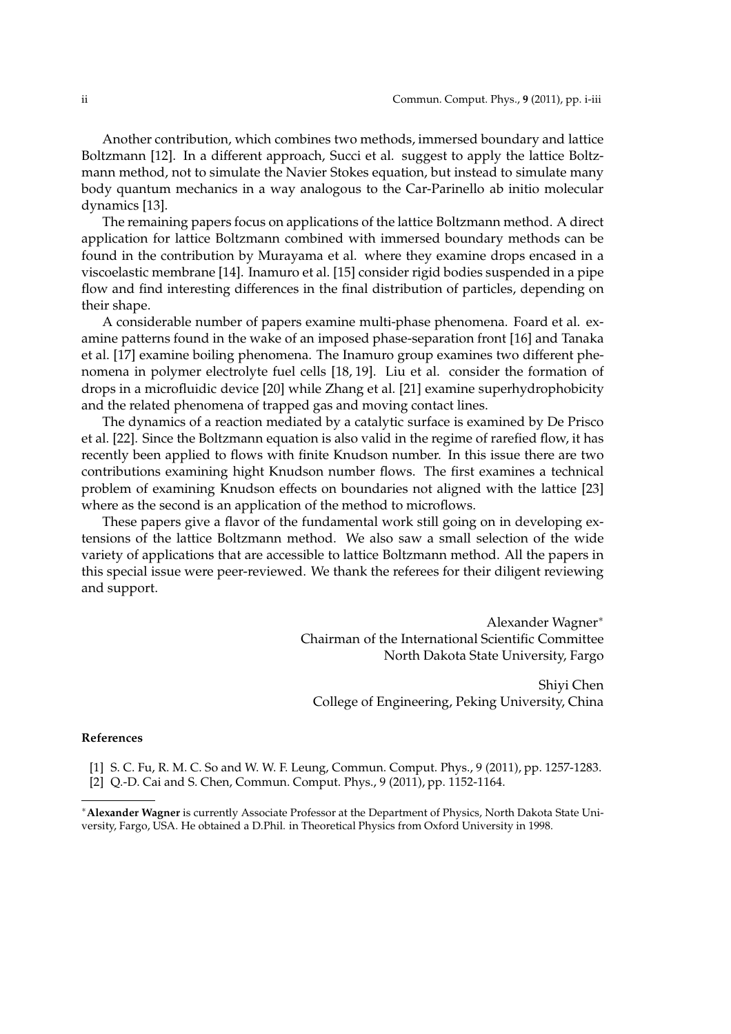Another contribution, which combines two methods, immersed boundary and lattice Boltzmann [12]. In a different approach, Succi et al. suggest to apply the lattice Boltzmann method, not to simulate the Navier Stokes equation, but instead to simulate many body quantum mechanics in a way analogous to the Car-Parinello ab initio molecular dynamics [13].

The remaining papers focus on applications of the lattice Boltzmann method. A direct application for lattice Boltzmann combined with immersed boundary methods can be found in the contribution by Murayama et al. where they examine drops encased in a viscoelastic membrane [14]. Inamuro et al. [15] consider rigid bodies suspended in a pipe flow and find interesting differences in the final distribution of particles, depending on their shape.

A considerable number of papers examine multi-phase phenomena. Foard et al. examine patterns found in the wake of an imposed phase-separation front [16] and Tanaka et al. [17] examine boiling phenomena. The Inamuro group examines two different phenomena in polymer electrolyte fuel cells [18, 19]. Liu et al. consider the formation of drops in a microfluidic device [20] while Zhang et al. [21] examine superhydrophobicity and the related phenomena of trapped gas and moving contact lines.

The dynamics of a reaction mediated by a catalytic surface is examined by De Prisco et al. [22]. Since the Boltzmann equation is also valid in the regime of rarefied flow, it has recently been applied to flows with finite Knudson number. In this issue there are two contributions examining hight Knudson number flows. The first examines a technical problem of examining Knudson effects on boundaries not aligned with the lattice [23] where as the second is an application of the method to microflows.

These papers give a flavor of the fundamental work still going on in developing extensions of the lattice Boltzmann method. We also saw a small selection of the wide variety of applications that are accessible to lattice Boltzmann method. All the papers in this special issue were peer-reviewed. We thank the referees for their diligent reviewing and support.

Alexander Wagner*
Chairman of the International Scientific Committee
North Dakota State University, Fargo

Shiyi Chen
College of Engineering, Peking University, China

**References**

[1] S. C. Fu, R. M. C. So and W. W. F. Leung, Commun. Comput. Phys., 9 (2011), pp. 1257-1283.
[2] Q.-D. Cai and S. Chen, Commun. Comput. Phys., 9 (2011), pp. 1152-1164.

*__Alexander Wagner__ is currently Associate Professor at the Department of Physics, North Dakota State University, Fargo, USA. He obtained a D.Phil. in Theoretical Physics from Oxford University in 1998.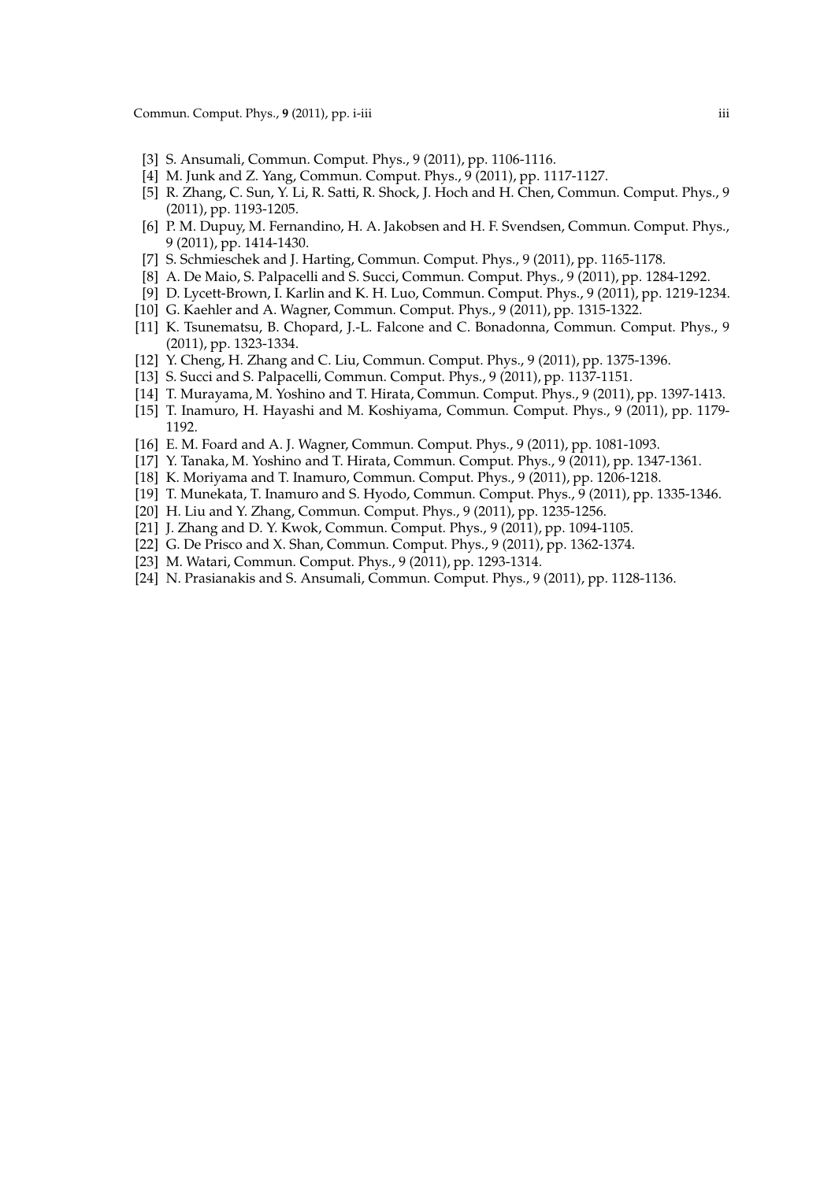[3] S. Ansumali, Commun. Comput. Phys., 9 (2011), pp. 1106-1116.

[4] M. Junk and Z. Yang, Commun. Comput. Phys., 9 (2011), pp. 1117-1127.

[5] R. Zhang, C. Sun, Y. Li, R. Satti, R. Shock, J. Hoch and H. Chen, Commun. Comput. Phys., 9 (2011), pp. 1193-1205.

[6] P. M. Dupuy, M. Fernandino, H. A. Jakobsen and H. F. Svendsen, Commun. Comput. Phys., 9 (2011), pp. 1414-1430.

[7] S. Schmieschek and J. Harting, Commun. Comput. Phys., 9 (2011), pp. 1165-1178.

[8] A. De Maio, S. Palpacelli and S. Succi, Commun. Comput. Phys., 9 (2011), pp. 1284-1292.

[9] D. Lycett-Brown, I. Karlin and K. H. Luo, Commun. Comput. Phys., 9 (2011), pp. 1219-1234.

[10] G. Kaehler and A. Wagner, Commun. Comput. Phys., 9 (2011), pp. 1315-1322.

[11] K. Tsunematsu, B. Chopard, J.-L. Falcone and C. Bonadonna, Commun. Comput. Phys., 9 (2011), pp. 1323-1334.

[12] Y. Cheng, H. Zhang and C. Liu, Commun. Comput. Phys., 9 (2011), pp. 1375-1396.

[13] S. Succi and S. Palpacelli, Commun. Comput. Phys., 9 (2011), pp. 1137-1151.

[14] T. Murayama, M. Yoshino and T. Hirata, Commun. Comput. Phys., 9 (2011), pp. 1397-1413.

[15] T. Inamuro, H. Hayashi and M. Koshiyama, Commun. Comput. Phys., 9 (2011), pp. 1179-1192.

[16] E. M. Foard and A. J. Wagner, Commun. Comput. Phys., 9 (2011), pp. 1081-1093.

[17] Y. Tanaka, M. Yoshino and T. Hirata, Commun. Comput. Phys., 9 (2011), pp. 1347-1361.

[18] K. Moriyama and T. Inamuro, Commun. Comput. Phys., 9 (2011), pp. 1206-1218.

[19] T. Munekata, T. Inamuro and S. Hyodo, Commun. Comput. Phys., 9 (2011), pp. 1335-1346.

[20] H. Liu and Y. Zhang, Commun. Comput. Phys., 9 (2011), pp. 1235-1256.

[21] J. Zhang and D. Y. Kwok, Commun. Comput. Phys., 9 (2011), pp. 1094-1105.

[22] G. De Prisco and X. Shan, Commun. Comput. Phys., 9 (2011), pp. 1362-1374.

[23] M. Watari, Commun. Comput. Phys., 9 (2011), pp. 1293-1314.

[24] N. Prasianakis and S. Ansumali, Commun. Comput. Phys., 9 (2011), pp. 1128-1136.